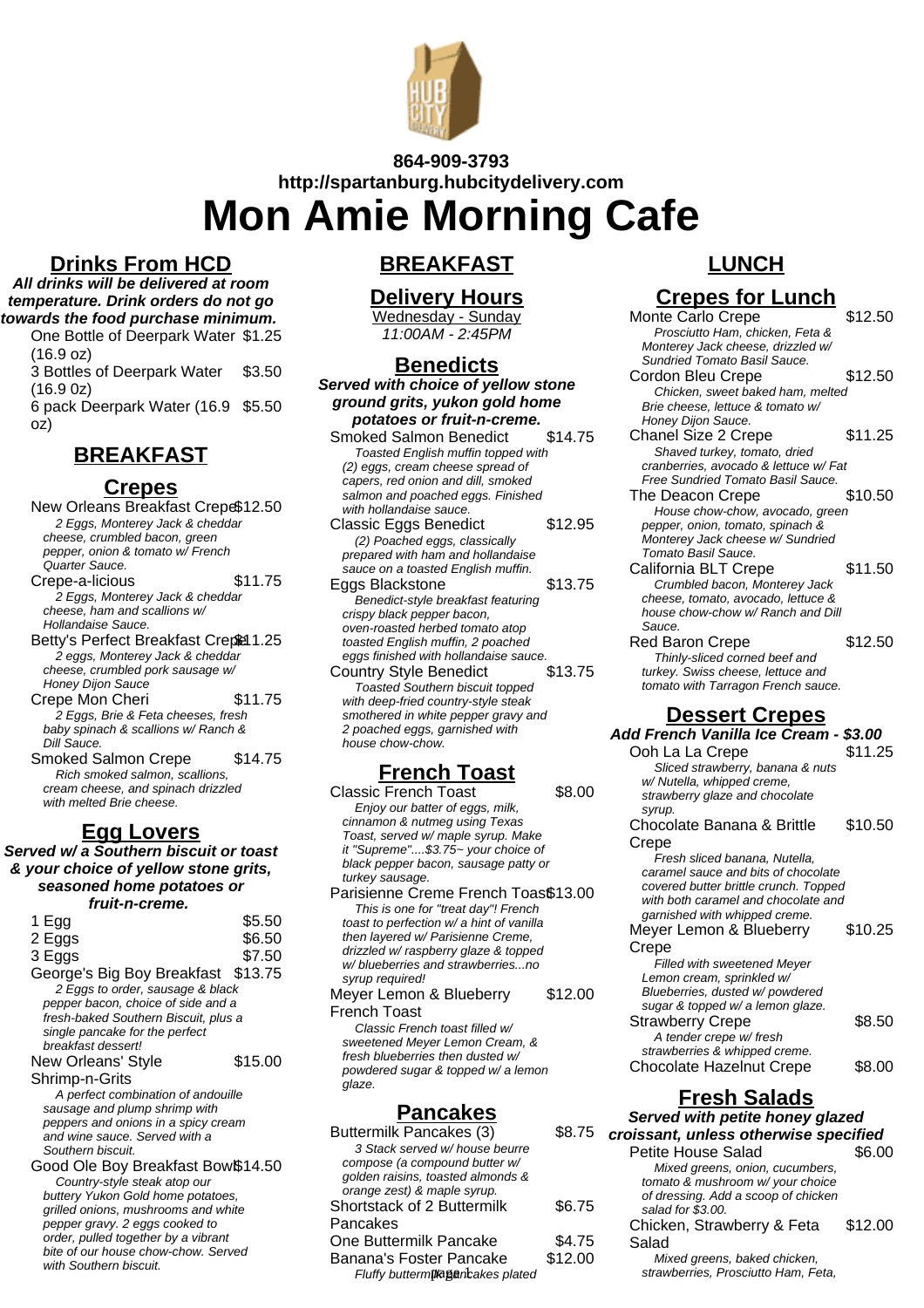864-909-3793
http://spartanburg.hubcitydelivery.com

# Mon Amie Morning Cafe

## Drinks From HCD

**All drinks will be delivered at room temperature. Drink orders do not go towards the food purchase minimum.**

One Bottle of Deerpark Water (16.9 oz) $1.25

3 Bottles of Deerpark Water (16.9 0z) $3.50

6 pack Deerpark Water (16.9 oz) $5.50

## BREAKFAST

### Crepes

New Orleans Breakfast Crepe $12.50
*2 Eggs, Monterey Jack & cheddar cheese, crumbled bacon, green pepper, onion & tomato w/ French Quarter Sauce.*

Crepe-a-licious $11.75
*2 Eggs, Monterey Jack & cheddar cheese, ham and scallions w/ Hollandaise Sauce.*

Betty's Perfect Breakfast Crepe $11.25
*2 eggs, Monterey Jack & cheddar cheese, crumbled pork sausage w/ Honey Dijon Sauce*

Crepe Mon Cheri $11.75
*2 Eggs, Brie & Feta cheeses, fresh baby spinach & scallions w/ Ranch & Dill Sauce.*

Smoked Salmon Crepe $14.75
*Rich smoked salmon, scallions, cream cheese, and spinach drizzled with melted Brie cheese.*

### Egg Lovers

**Served w/ a Southern biscuit or toast & your choice of yellow stone grits, seasoned home potatoes or fruit-n-creme.**

1 Egg $5.50

2 Eggs $6.50

3 Eggs $7.50

George's Big Boy Breakfast $13.75
*2 Eggs to order, sausage & black pepper bacon, choice of side and a fresh-baked Southern Biscuit, plus a single pancake for the perfect breakfast dessert!*

New Orleans' Style Shrimp-n-Grits $15.00
*A perfect combination of andouille sausage and plump shrimp with peppers and onions in a spicy cream and wine sauce. Served with a Southern biscuit.*

Good Ole Boy Breakfast Bowl $14.50
*Country-style steak atop our buttery Yukon Gold home potatoes, grilled onions, mushrooms and white pepper gravy. 2 eggs cooked to order, pulled together by a vibrant bite of our house chow-chow. Served with Southern biscuit.*

## BREAKFAST

### Delivery Hours

Wednesday - Sunday
*11:00AM - 2:45PM*

### Benedicts

**Served with choice of yellow stone ground grits, yukon gold home potatoes or fruit-n-creme.**

Smoked Salmon Benedict $14.75
*Toasted English muffin topped with (2) eggs, cream cheese spread of capers, red onion and dill, smoked salmon and poached eggs. Finished with hollandaise sauce.*

Classic Eggs Benedict $12.95
*(2) Poached eggs, classically prepared with ham and hollandaise sauce on a toasted English muffin.*

Eggs Blackstone $13.75
*Benedict-style breakfast featuring crispy black pepper bacon, oven-roasted herbed tomato atop toasted English muffin, 2 poached eggs finished with hollandaise sauce.*

Country Style Benedict $13.75
*Toasted Southern biscuit topped with deep-fried country-style steak smothered in white pepper gravy and 2 poached eggs, garnished with house chow-chow.*

### French Toast

Classic French Toast $8.00
*Enjoy our batter of eggs, milk, cinnamon & nutmeg using Texas Toast, served w/ maple syrup. Make it "Supreme"....$3.75~ your choice of black pepper bacon, sausage patty or turkey sausage.*

Parisienne Creme French Toast $13.00
*This is one for "treat day"! French toast to perfection w/ a hint of vanilla then layered w/ Parisienne Creme, drizzled w/ raspberry glaze & topped w/ blueberries and strawberries...no syrup required!*

Meyer Lemon & Blueberry French Toast $12.00
*Classic French toast filled w/ sweetened Meyer Lemon Cream, & fresh blueberries then dusted w/ powdered sugar & topped w/ a lemon glaze.*

### Pancakes

Buttermilk Pancakes (3) $8.75
*3 Stack served w/ house beurre compose (a compound butter w/ golden raisins, toasted almonds & orange zest) & maple syrup.*

Shortstack of 2 Buttermilk Pancakes $6.75

One Buttermilk Pancake $4.75

Banana's Foster Pancake $12.00
*Fluffy buttermilk pancakes plated*

## LUNCH

### Crepes for Lunch

Monte Carlo Crepe $12.50
*Prosciutto Ham, chicken, Feta & Monterey Jack cheese, drizzled w/ Sundried Tomato Basil Sauce.*

Cordon Bleu Crepe $12.50
*Chicken, sweet baked ham, melted Brie cheese, lettuce & tomato w/ Honey Dijon Sauce.*

Chanel Size 2 Crepe $11.25
*Shaved turkey, tomato, dried cranberries, avocado & lettuce w/ Fat Free Sundried Tomato Basil Sauce.*

The Deacon Crepe $10.50
*House chow-chow, avocado, green pepper, onion, tomato, spinach & Monterey Jack cheese w/ Sundried Tomato Basil Sauce.*

California BLT Crepe $11.50
*Crumbled bacon, Monterey Jack cheese, tomato, avocado, lettuce & house chow-chow w/ Ranch and Dill Sauce.*

Red Baron Crepe $12.50
*Thinly-sliced corned beef and turkey. Swiss cheese, lettuce and tomato with Tarragon French sauce.*

### Dessert Crepes

**Add French Vanilla Ice Cream - $3.00**

Ooh La La Crepe $11.25
*Sliced strawberry, banana & nuts w/ Nutella, whipped creme, strawberry glaze and chocolate syrup.*

Chocolate Banana & Brittle Crepe $10.50
*Fresh sliced banana, Nutella, caramel sauce and bits of chocolate covered butter brittle crunch. Topped with both caramel and chocolate and garnished with whipped creme.*

Meyer Lemon & Blueberry Crepe $10.25
*Filled with sweetened Meyer Lemon cream, sprinkled w/ Blueberries, dusted w/ powdered sugar & topped w/ a lemon glaze.*

Strawberry Crepe $8.50
*A tender crepe w/ fresh strawberries & whipped creme.*

Chocolate Hazelnut Crepe $8.00

### Fresh Salads

**Served with petite honey glazed croissant, unless otherwise specified**

Petite House Salad $6.00
*Mixed greens, onion, cucumbers, tomato & mushroom w/ your choice of dressing. Add a scoop of chicken salad for $3.00.*

Chicken, Strawberry & Feta Salad $12.00
*Mixed greens, baked chicken, strawberries, Prosciutto Ham, Feta,*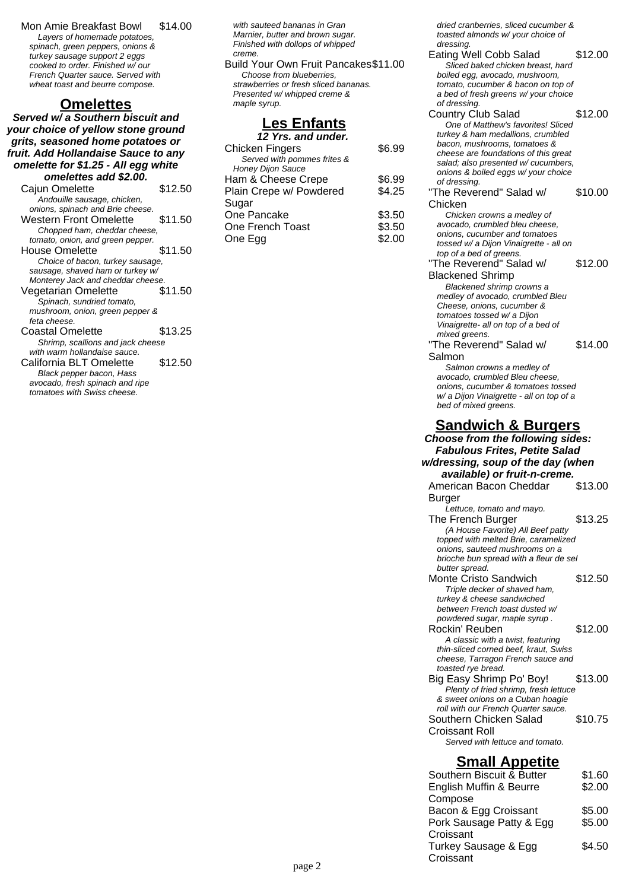Mon Amie Breakfast Bowl $14.00

*Layers of homemade potatoes, spinach, green peppers, onions & turkey sausage support 2 eggs cooked to order. Finished w/ our French Quarter sauce. Served with wheat toast and beurre compose.*

## Omelettes

***Served w/ a Southern biscuit and your choice of yellow stone ground grits, seasoned home potatoes or fruit. Add Hollandaise Sauce to any omelette for $1.25 - All egg white omelettes add $2.00.***

Cajun Omelette $12.50

*Andouille sausage, chicken, onions, spinach and Brie cheese.*

Western Front Omelette $11.50

*Chopped ham, cheddar cheese, tomato, onion, and green pepper.*

House Omelette $11.50

*Choice of bacon, turkey sausage, sausage, shaved ham or turkey w/ Monterey Jack and cheddar cheese.*

Vegetarian Omelette $11.50

*Spinach, sundried tomato, mushroom, onion, green pepper & feta cheese.*

Coastal Omelette $13.25

*Shrimp, scallions and jack cheese with warm hollandaise sauce.*

California BLT Omelette $12.50

*Black pepper bacon, Hass avocado, fresh spinach and ripe tomatoes with Swiss cheese.*

*with sauteed bananas in Gran Marnier, butter and brown sugar. Finished with dollops of whipped creme.*

Build Your Own Fruit Pancakes $11.00

*Choose from blueberries, strawberries or fresh sliced bananas. Presented w/ whipped creme & maple syrup.*

## Les Enfants

***12 Yrs. and under.***

Chicken Fingers $6.99

*Served with pommes frites & Honey Dijon Sauce*

Ham & Cheese Crepe $6.99

Plain Crepe w/ Powdered Sugar $4.25

One Pancake $3.50

One French Toast $3.50

One Egg $2.00

*dried cranberries, sliced cucumber & toasted almonds w/ your choice of dressing.*

Eating Well Cobb Salad $12.00

*Sliced baked chicken breast, hard boiled egg, avocado, mushroom, tomato, cucumber & bacon on top of a bed of fresh greens w/ your choice of dressing.*

Country Club Salad $12.00

*One of Matthew's favorites! Sliced turkey & ham medallions, crumbled bacon, mushrooms, tomatoes & cheese are foundations of this great salad; also presented w/ cucumbers, onions & boiled eggs w/ your choice of dressing.*

"The Reverend" Salad w/ Chicken $10.00

*Chicken crowns a medley of avocado, crumbled bleu cheese, onions, cucumber and tomatoes tossed w/ a Dijon Vinaigrette - all on top of a bed of greens.*

"The Reverend" Salad w/ Blackened Shrimp $12.00

*Blackened shrimp crowns a medley of avocado, crumbled Bleu Cheese, onions, cucumber & tomatoes tossed w/ a Dijon Vinaigrette- all on top of a bed of mixed greens.*

"The Reverend" Salad w/ Salmon $14.00

*Salmon crowns a medley of avocado, crumbled Bleu cheese, onions, cucumber & tomatoes tossed w/ a Dijon Vinaigrette - all on top of a bed of mixed greens.*

## Sandwich & Burgers

***Choose from the following sides: Fabulous Frites, Petite Salad w/dressing, soup of the day (when available) or fruit-n-creme.***

American Bacon Cheddar Burger $13.00

*Lettuce, tomato and mayo.*

The French Burger $13.25

*(A House Favorite) All Beef patty topped with melted Brie, caramelized onions, sauteed mushrooms on a brioche bun spread with a fleur de sel butter spread.*

Monte Cristo Sandwich $12.50

*Triple decker of shaved ham, turkey & cheese sandwiched between French toast dusted w/ powdered sugar, maple syrup .*

Rockin' Reuben $12.00

*A classic with a twist, featuring thin-sliced corned beef, kraut, Swiss cheese, Tarragon French sauce and toasted rye bread.*

Big Easy Shrimp Po' Boy! $13.00

*Plenty of fried shrimp, fresh lettuce & sweet onions on a Cuban hoagie roll with our French Quarter sauce.*

Southern Chicken Salad Croissant Roll $10.75

*Served with lettuce and tomato.*

## Small Appetite

Southern Biscuit & Butter $1.60

English Muffin & Beurre Compose $2.00

Bacon & Egg Croissant $5.00

Pork Sausage Patty & Egg Croissant $5.00

Turkey Sausage & Egg Croissant $4.50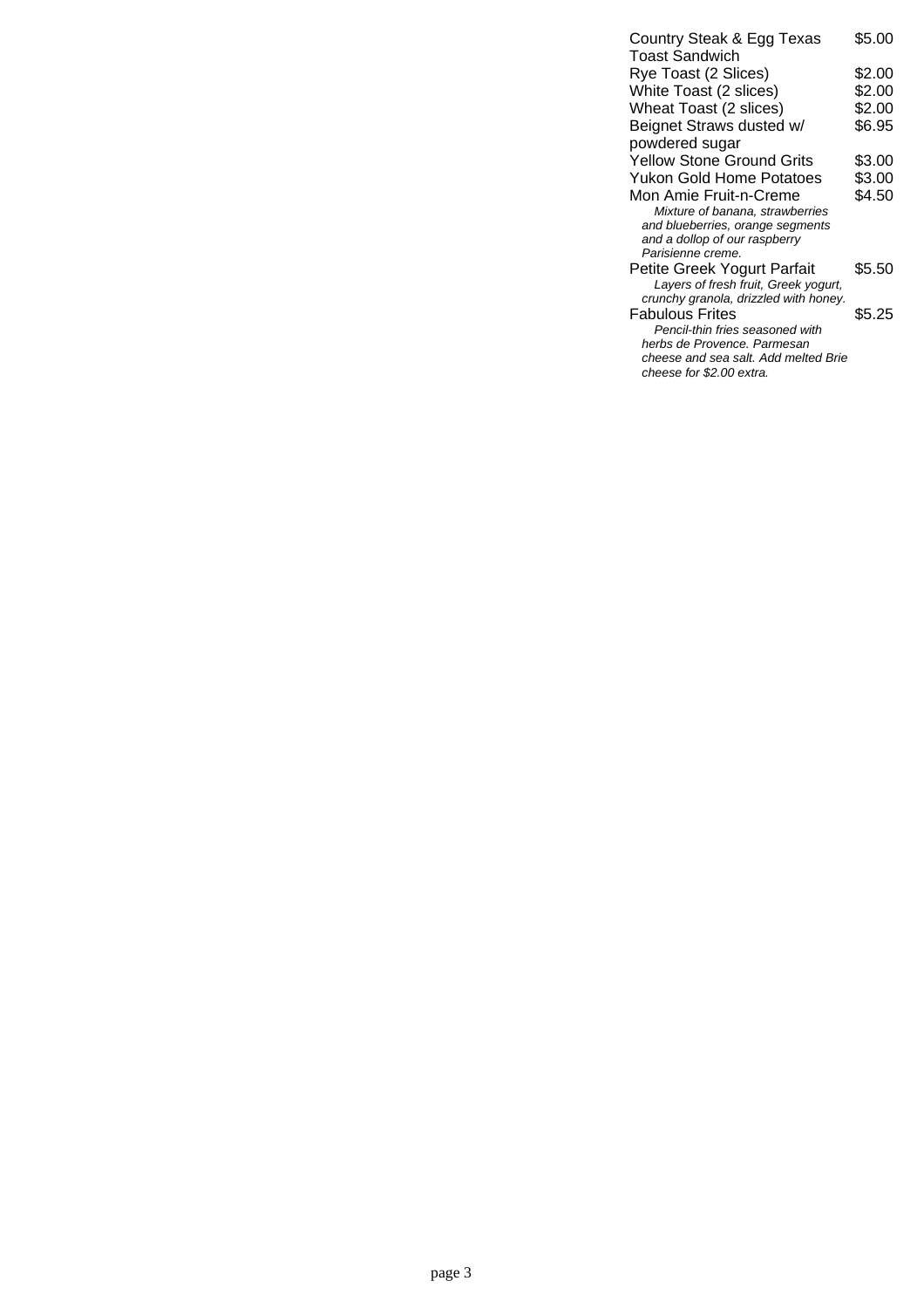| | |
|---|---|
| Country Steak & Egg Texas Toast Sandwich | $5.00 |
| Rye Toast (2 Slices) | $2.00 |
| White Toast (2 slices) | $2.00 |
| Wheat Toast (2 slices) | $2.00 |
| Beignet Straws dusted w/ powdered sugar | $6.95 |
| Yellow Stone Ground Grits | $3.00 |
| Yukon Gold Home Potatoes | $3.00 |
| Mon Amie Fruit-n-Creme<br>*Mixture of banana, strawberries and blueberries, orange segments and a dollop of our raspberry Parisienne creme.* | $4.50 |
| Petite Greek Yogurt Parfait<br>*Layers of fresh fruit, Greek yogurt, crunchy granola, drizzled with honey.* | $5.50 |
| Fabulous Frites<br>*Pencil-thin fries seasoned with herbs de Provence. Parmesan cheese and sea salt. Add melted Brie cheese for $2.00 extra.* | $5.25 |